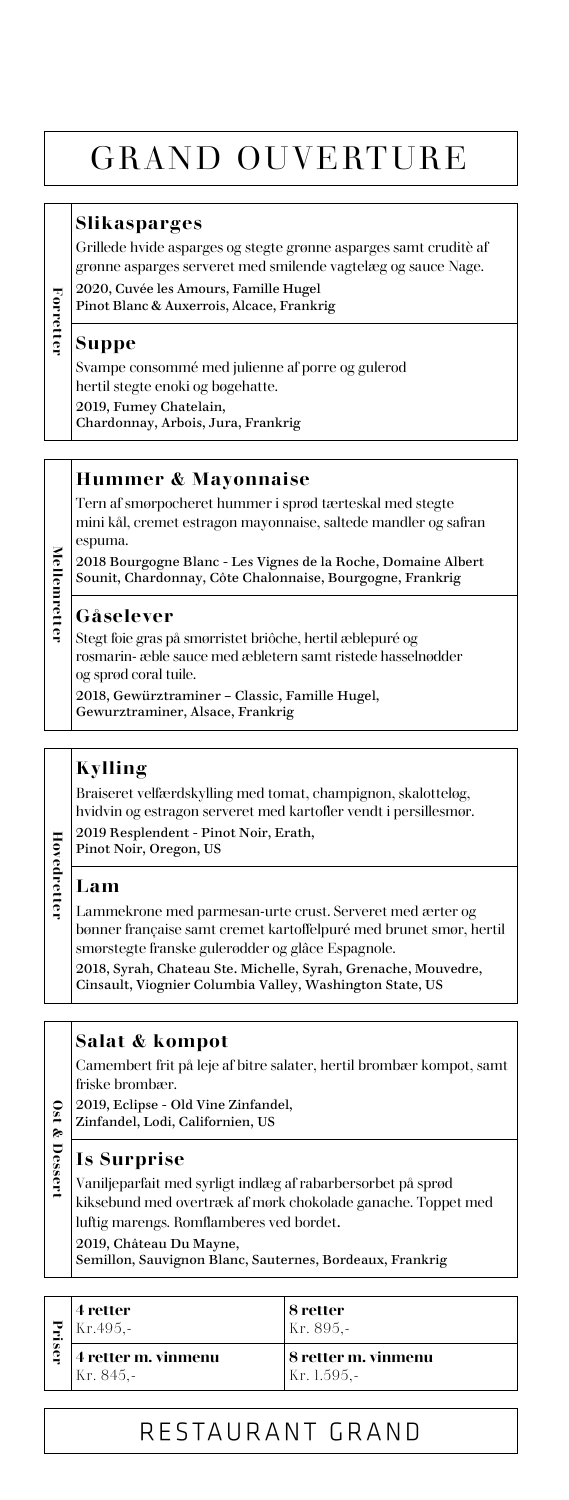# GRAND OUVERTURE

## Forretter

### Slikasparges

Grillede hvide asparges og stegte grønne asparges samt cruditè af grønne asparges serveret med smilende vagtelæg og sauce Nage.

**2020, Cuvée les Amours, Famille Hugel**
**Pinot Blanc & Auxerrois, Alcace, Frankrig**

### Suppe

Svampe consommé med julienne af porre og gulerod hertil stegte enoki og bøgehatte.

**2019, Fumey Chatelain,**
**Chardonnay, Arbois, Jura, Frankrig**

## Mellemretter

### Hummer & Mayonnaise

Tern af smørpocheret hummer i sprød tærteskal med stegte mini kål, cremet estragon mayonnaise, saltede mandler og safran espuma.

**2018 Bourgogne Blanc - Les Vignes de la Roche, Domaine Albert Sounit, Chardonnay, Côte Chalonnaise, Bourgogne, Frankrig**

### Gåselever

Stegt foie gras på smørristet briôche, hertil æblepuré og rosmarin- æble sauce med æbletern samt ristede hasselnødder og sprød coral tuile.

**2018, Gewürztraminer – Classic, Famille Hugel,**
**Gewurztraminer, Alsace, Frankrig**

## Hovedretter

### Kylling

Braiseret velfærdskylling med tomat, champignon, skalotteløg, hvidvin og estragon serveret med kartofler vendt i persillesmør.

**2019 Resplendent - Pinot Noir, Erath,**
**Pinot Noir, Oregon, US**

### Lam

Lammekrone med parmesan-urte crust. Serveret med ærter og bønner française samt cremet kartoffelpuré med brunet smør, hertil smørstegte franske gulerødder og glâce Espagnole.

**2018, Syrah, Chateau Ste. Michelle, Syrah, Grenache, Mouvedre, Cinsault, Viognier Columbia Valley, Washington State, US**

## Ost & Dessert

### Salat & kompot

Camembert frit på leje af bitre salater, hertil brombær kompot, samt friske brombær.

**2019, Eclipse - Old Vine Zinfandel,**
**Zinfandel, Lodi, Californien, US**

### Is Surprise

Vaniljeparfait med syrligt indlæg af rabarbersorbet på sprød kiksebund med overtræk af mørk chokolade ganache. Toppet med luftig marengs. Romflamberes ved bordet.

**2019, Château Du Mayne,**
**Semillon, Sauvignon Blanc, Sauternes, Bordeaux, Frankrig**

## Priser

| | |
|---|---|
| **4 retter** Kr.495,- | **8 retter** Kr. 895,- |
| **4 retter m. vinmenu** Kr. 845,- | **8 retter m. vinmenu** Kr. 1.595,- |

# RESTAURANT GRAND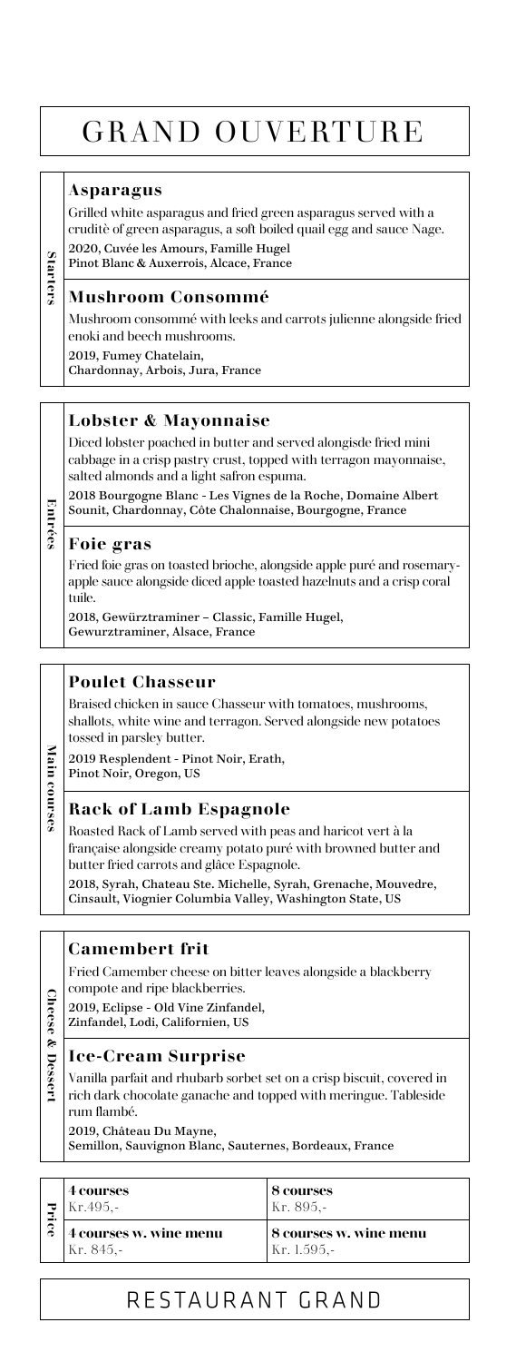# GRAND OUVERTURE

## Starters

### Asparagus

Grilled white asparagus and fried green asparagus served with a cruditè of green asparagus, a soft boiled quail egg and sauce Nage.

**2020, Cuvée les Amours, Famille Hugel**
**Pinot Blanc & Auxerrois, Alcace, France**

### Mushroom Consommé

Mushroom consommé with leeks and carrots julienne alongside fried enoki and beech mushrooms.

**2019, Fumey Chatelain,**
**Chardonnay, Arbois, Jura, France**

## Entrées

### Lobster & Mayonnaise

Diced lobster poached in butter and served alongisde fried mini cabbage in a crisp pastry crust, topped with terragon mayonnaise, salted almonds and a light safron espuma.

**2018 Bourgogne Blanc - Les Vignes de la Roche, Domaine Albert Sounit, Chardonnay, Côte Chalonnaise, Bourgogne, France**

### Foie gras

Fried foie gras on toasted brioche, alongside apple puré and rosemary-apple sauce alongside diced apple toasted hazelnuts and a crisp coral tuile.

**2018, Gewürztraminer – Classic, Famille Hugel,**
**Gewurztraminer, Alsace, France**

## Main courses

### Poulet Chasseur

Braised chicken in sauce Chasseur with tomatoes, mushrooms, shallots, white wine and terragon. Served alongside new potatoes tossed in parsley butter.

**2019 Resplendent - Pinot Noir, Erath,**
**Pinot Noir, Oregon, US**

### Rack of Lamb Espagnole

Roasted Rack of Lamb served with peas and haricot vert à la française alongside creamy potato puré with browned butter and butter fried carrots and glâce Espagnole.

**2018, Syrah, Chateau Ste. Michelle, Syrah, Grenache, Mouvedre, Cinsault, Viognier Columbia Valley, Washington State, US**

## Cheese & Dessert

### Camembert frit

Fried Camember cheese on bitter leaves alongside a blackberry compote and ripe blackberries.

**2019, Eclipse - Old Vine Zinfandel,**
**Zinfandel, Lodi, Californien, US**

### Ice-Cream Surprise

Vanilla parfait and rhubarb sorbet set on a crisp biscuit, covered in rich dark chocolate ganache and topped with meringue. Tableside rum flambé.

**2019, Château Du Mayne,**
**Semillon, Sauvignon Blanc, Sauternes, Bordeaux, France**

## Price

| | |
|---|---|
| **4 courses** Kr.495,- | **8 courses** Kr. 895,- |
| **4 courses w. wine menu** Kr. 845,- | **8 courses w. wine menu** Kr. 1.595,- |

# RESTAURANT GRAND